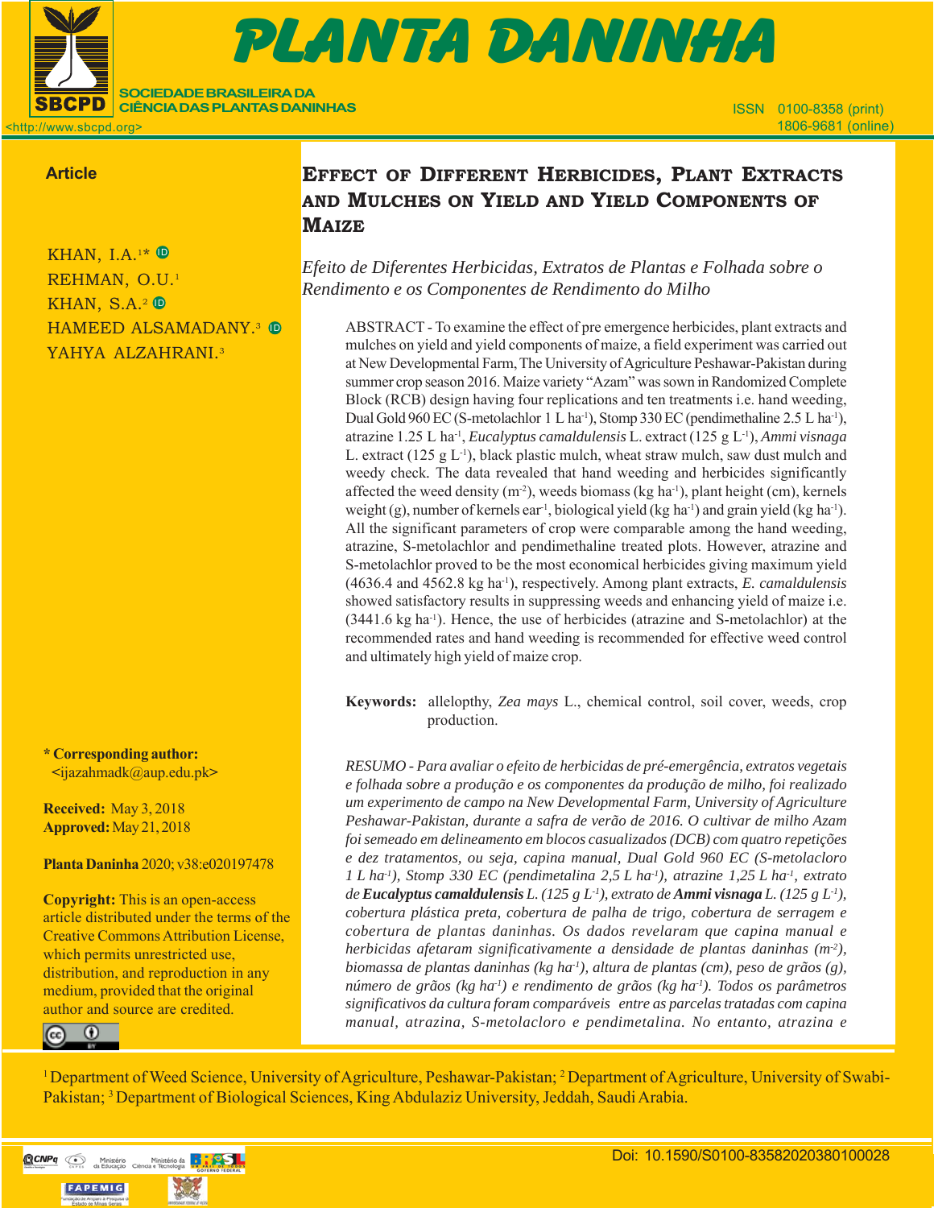Article

# Effect of Different Herbicides, Plant Extracts and Mulches on Yield and Yield Components of Maize

*Efeito de Diferentes Herbicidas, Extratos de Plantas e Folhada sobre o Rendimento e os Componentes de Rendimento do Milho*

KHAN, I.A.[1]*
REHMAN, O.U.[1]
KHAN, S.A.[2]
HAMEED ALSAMADANY.[3]
YAHYA ALZAHRANI.[3]

ABSTRACT - To examine the effect of pre emergence herbicides, plant extracts and mulches on yield and yield components of maize, a field experiment was carried out at New Developmental Farm, The University of Agriculture Peshawar-Pakistan during summer crop season 2016. Maize variety "Azam" was sown in Randomized Complete Block (RCB) design having four replications and ten treatments i.e. hand weeding, Dual Gold 960 EC (S-metolachlor 1 L $ha^{-1}$), Stomp 330 EC (pendimethaline 2.5 L $ha^{-1}$), atrazine 1.25 L $ha^{-1}$, *Eucalyptus camaldulensis* L. extract (125 g $L^{-1}$), *Ammi visnaga* L. extract (125 g $L^{-1}$), black plastic mulch, wheat straw mulch, saw dust mulch and weedy check. The data revealed that hand weeding and herbicides significantly affected the weed density ($m^{-2}$), weeds biomass (kg $ha^{-1}$), plant height (cm), kernels weight (g), number of kernels $ear^{-1}$, biological yield (kg $ha^{-1}$) and grain yield (kg $ha^{-1}$). All the significant parameters of crop were comparable among the hand weeding, atrazine, S-metolachlor and pendimethaline treated plots. However, atrazine and S-metolachlor proved to be the most economical herbicides giving maximum yield (4636.4 and 4562.8 kg $ha^{-1}$), respectively. Among plant extracts, *E. camaldulensis* showed satisfactory results in suppressing weeds and enhancing yield of maize i.e. (3441.6 kg $ha^{-1}$). Hence, the use of herbicides (atrazine and S-metolachlor) at the recommended rates and hand weeding is recommended for effective weed control and ultimately high yield of maize crop.

**Keywords:** allelopthy, *Zea mays* L., chemical control, soil cover, weeds, crop production.

*RESUMO - Para avaliar o efeito de herbicidas de pré-emergência, extratos vegetais e folhada sobre a produção e os componentes da produção de milho, foi realizado um experimento de campo na New Developmental Farm, University of Agriculture Peshawar-Pakistan, durante a safra de verão de 2016. O cultivar de milho Azam foi semeado em delineamento em blocos casualizados (DCB) com quatro repetições e dez tratamentos, ou seja, capina manual, Dual Gold 960 EC (S-metolacloro 1 L $ha^{-1}$), Stomp 330 EC (pendimetalina 2,5 L $ha^{-1}$), atrazine 1,25 L $ha^{-1}$, extrato de* ***Eucalyptus camaldulensis*** *L. (125 g $L^{-1}$), extrato de* ***Ammi visnaga*** *L. (125 g $L^{-1}$), cobertura plástica preta, cobertura de palha de trigo, cobertura de serragem e cobertura de plantas daninhas. Os dados revelaram que capina manual e herbicidas afetaram significativamente a densidade de plantas daninhas ($m^{-2}$), biomassa de plantas daninhas (kg $ha^{-1}$), altura de plantas (cm), peso de grãos (g), número de grãos (kg $ha^{-1}$) e rendimento de grãos (kg $ha^{-1}$). Todos os parâmetros significativos da cultura foram comparáveis entre as parcelas tratadas com capina manual, atrazina, S-metolacloro e pendimetalina. No entanto, atrazina e*

**\* Corresponding author:**
<ijazahmadk@aup.edu.pk>

**Received:** May 3, 2018
**Approved:** May 21, 2018

**Planta Daninha** 2020; v38:e020197478

**Copyright:** This is an open-access article distributed under the terms of the Creative Commons Attribution License, which permits unrestricted use, distribution, and reproduction in any medium, provided that the original author and source are credited.

[1] Department of Weed Science, University of Agriculture, Peshawar-Pakistan; [2] Department of Agriculture, University of Swabi-Pakistan; [3] Department of Biological Sciences, King Abdulaziz University, Jeddah, Saudi Arabia.

Doi: 10.1590/S0100-83582020380100028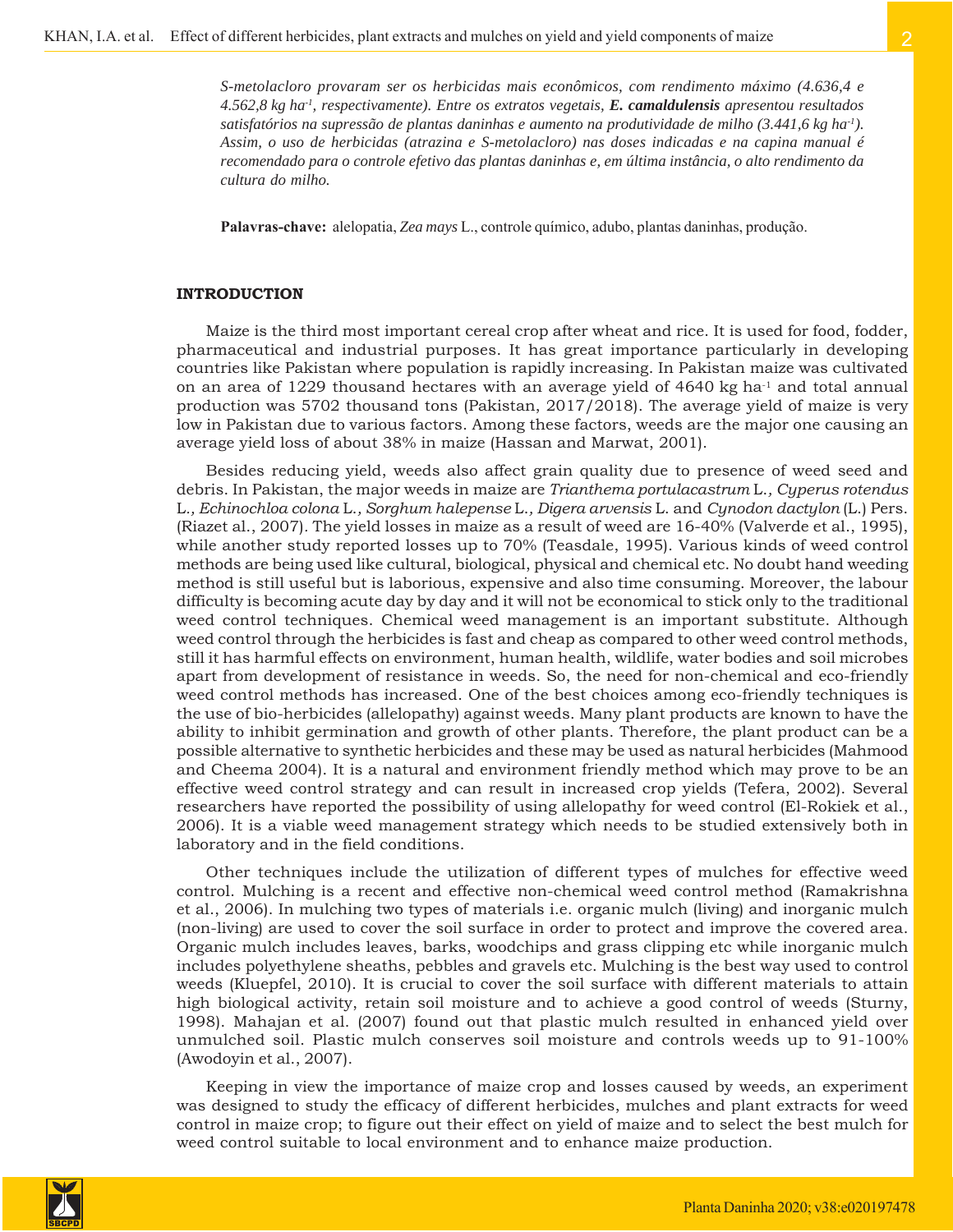*S-metolacloro provaram ser os herbicidas mais econômicos, com rendimento máximo (4.636,4 e 4.562,8 kg ha$^{-1}$, respectivamente). Entre os extratos vegetais, **E. camaldulensis** apresentou resultados satisfatórios na supressão de plantas daninhas e aumento na produtividade de milho (3.441,6 kg ha$^{-1}$). Assim, o uso de herbicidas (atrazina e S-metolacloro) nas doses indicadas e na capina manual é recomendado para o controle efetivo das plantas daninhas e, em última instância, o alto rendimento da cultura do milho.*

**Palavras-chave:** alelopatia, *Zea mays* L., controle químico, adubo, plantas daninhas, produção.

## INTRODUCTION

Maize is the third most important cereal crop after wheat and rice. It is used for food, fodder, pharmaceutical and industrial purposes. It has great importance particularly in developing countries like Pakistan where population is rapidly increasing. In Pakistan maize was cultivated on an area of 1229 thousand hectares with an average yield of 4640 kg ha$^{-1}$ and total annual production was 5702 thousand tons (Pakistan, 2017/2018). The average yield of maize is very low in Pakistan due to various factors. Among these factors, weeds are the major one causing an average yield loss of about 38% in maize (Hassan and Marwat, 2001).

Besides reducing yield, weeds also affect grain quality due to presence of weed seed and debris. In Pakistan, the major weeds in maize are *Trianthema portulacastrum* L.*, Cyperus rotendus* L.*, Echinochloa colona* L.*, Sorghum halepense* L.*, Digera arvensis* L. and *Cynodon dactylon* (L.) Pers. (Riazet al., 2007). The yield losses in maize as a result of weed are 16-40% (Valverde et al., 1995), while another study reported losses up to 70% (Teasdale, 1995). Various kinds of weed control methods are being used like cultural, biological, physical and chemical etc. No doubt hand weeding method is still useful but is laborious, expensive and also time consuming. Moreover, the labour difficulty is becoming acute day by day and it will not be economical to stick only to the traditional weed control techniques. Chemical weed management is an important substitute. Although weed control through the herbicides is fast and cheap as compared to other weed control methods, still it has harmful effects on environment, human health, wildlife, water bodies and soil microbes apart from development of resistance in weeds. So, the need for non-chemical and eco-friendly weed control methods has increased. One of the best choices among eco-friendly techniques is the use of bio-herbicides (allelopathy) against weeds. Many plant products are known to have the ability to inhibit germination and growth of other plants. Therefore, the plant product can be a possible alternative to synthetic herbicides and these may be used as natural herbicides (Mahmood and Cheema 2004). It is a natural and environment friendly method which may prove to be an effective weed control strategy and can result in increased crop yields (Tefera, 2002). Several researchers have reported the possibility of using allelopathy for weed control (El-Rokiek et al., 2006). It is a viable weed management strategy which needs to be studied extensively both in laboratory and in the field conditions.

Other techniques include the utilization of different types of mulches for effective weed control. Mulching is a recent and effective non-chemical weed control method (Ramakrishna et al., 2006). In mulching two types of materials i.e. organic mulch (living) and inorganic mulch (non-living) are used to cover the soil surface in order to protect and improve the covered area. Organic mulch includes leaves, barks, woodchips and grass clipping etc while inorganic mulch includes polyethylene sheaths, pebbles and gravels etc. Mulching is the best way used to control weeds (Kluepfel, 2010). It is crucial to cover the soil surface with different materials to attain high biological activity, retain soil moisture and to achieve a good control of weeds (Sturny, 1998). Mahajan et al. (2007) found out that plastic mulch resulted in enhanced yield over unmulched soil. Plastic mulch conserves soil moisture and controls weeds up to 91-100% (Awodoyin et al., 2007).

Keeping in view the importance of maize crop and losses caused by weeds, an experiment was designed to study the efficacy of different herbicides, mulches and plant extracts for weed control in maize crop; to figure out their effect on yield of maize and to select the best mulch for weed control suitable to local environment and to enhance maize production.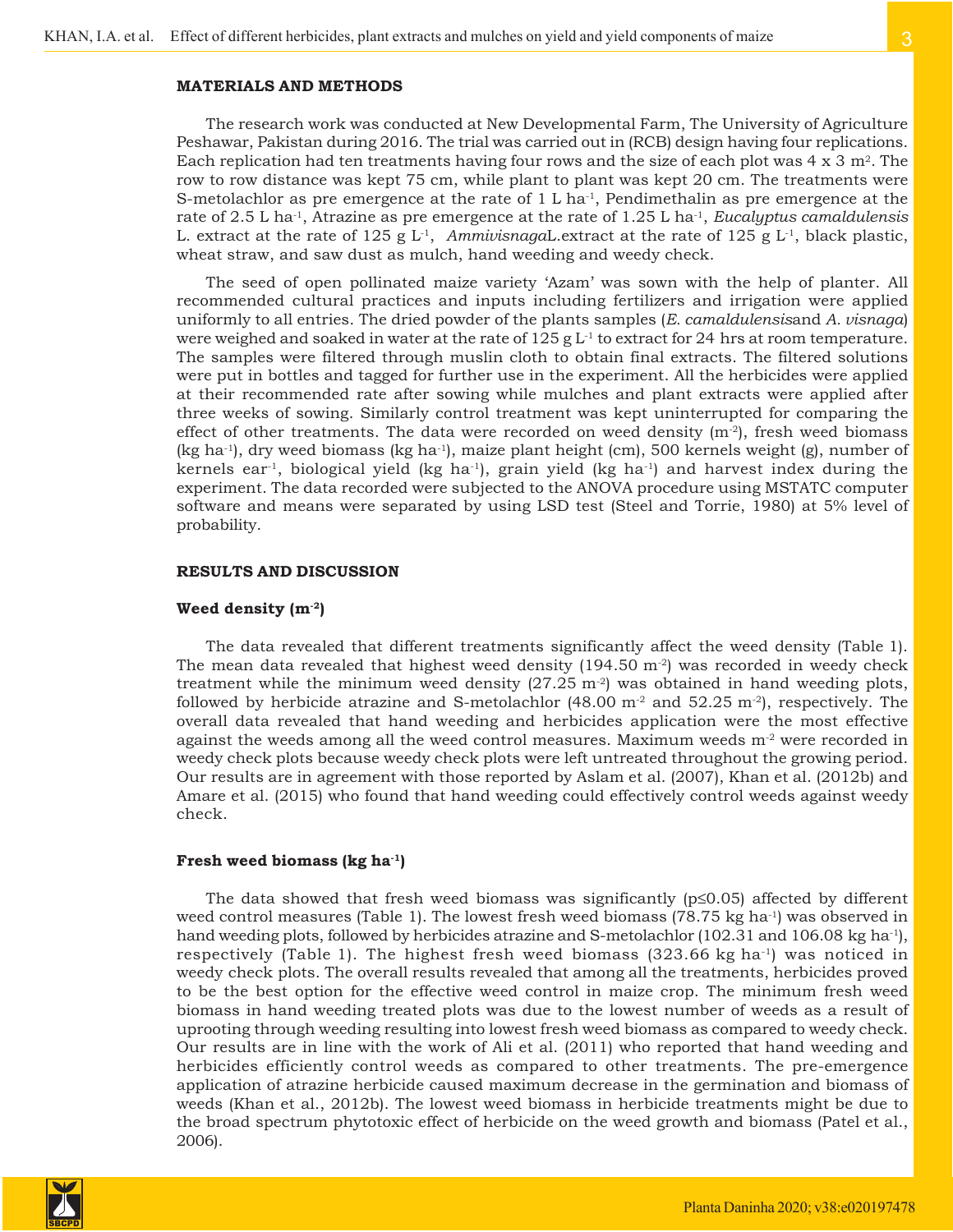## MATERIALS AND METHODS

The research work was conducted at New Developmental Farm, The University of Agriculture Peshawar, Pakistan during 2016. The trial was carried out in (RCB) design having four replications. Each replication had ten treatments having four rows and the size of each plot was 4 x 3 m$^2$. The row to row distance was kept 75 cm, while plant to plant was kept 20 cm. The treatments were S-metolachlor as pre emergence at the rate of 1 L ha$^{-1}$, Pendimethalin as pre emergence at the rate of 2.5 L ha$^{-1}$, Atrazine as pre emergence at the rate of 1.25 L ha$^{-1}$, *Eucalyptus camaldulensis* L. extract at the rate of 125 g L$^{-1}$, *Ammivisnaga*L.extract at the rate of 125 g L$^{-1}$, black plastic, wheat straw, and saw dust as mulch, hand weeding and weedy check.

The seed of open pollinated maize variety 'Azam' was sown with the help of planter. All recommended cultural practices and inputs including fertilizers and irrigation were applied uniformly to all entries. The dried powder of the plants samples (*E. camaldulensis*and *A. visnaga*) were weighed and soaked in water at the rate of 125 g L$^{-1}$ to extract for 24 hrs at room temperature. The samples were filtered through muslin cloth to obtain final extracts. The filtered solutions were put in bottles and tagged for further use in the experiment. All the herbicides were applied at their recommended rate after sowing while mulches and plant extracts were applied after three weeks of sowing. Similarly control treatment was kept uninterrupted for comparing the effect of other treatments. The data were recorded on weed density (m$^{-2}$), fresh weed biomass (kg ha$^{-1}$), dry weed biomass (kg ha$^{-1}$), maize plant height (cm), 500 kernels weight (g), number of kernels ear$^{-1}$, biological yield (kg ha$^{-1}$), grain yield (kg ha$^{-1}$) and harvest index during the experiment. The data recorded were subjected to the ANOVA procedure using MSTATC computer software and means were separated by using LSD test (Steel and Torrie, 1980) at 5% level of probability.

## RESULTS AND DISCUSSION

### Weed density (m$^{-2}$)

The data revealed that different treatments significantly affect the weed density (Table 1). The mean data revealed that highest weed density (194.50 m$^{-2}$) was recorded in weedy check treatment while the minimum weed density (27.25 m$^{-2}$) was obtained in hand weeding plots, followed by herbicide atrazine and S-metolachlor (48.00 m$^{-2}$ and 52.25 m$^{-2}$), respectively. The overall data revealed that hand weeding and herbicides application were the most effective against the weeds among all the weed control measures. Maximum weeds m$^{-2}$ were recorded in weedy check plots because weedy check plots were left untreated throughout the growing period. Our results are in agreement with those reported by Aslam et al. (2007), Khan et al. (2012b) and Amare et al. (2015) who found that hand weeding could effectively control weeds against weedy check.

### Fresh weed biomass (kg ha$^{-1}$)

The data showed that fresh weed biomass was significantly ($p \leq 0.05$) affected by different weed control measures (Table 1). The lowest fresh weed biomass (78.75 kg ha$^{-1}$) was observed in hand weeding plots, followed by herbicides atrazine and S-metolachlor (102.31 and 106.08 kg ha$^{-1}$), respectively (Table 1). The highest fresh weed biomass (323.66 kg ha$^{-1}$) was noticed in weedy check plots. The overall results revealed that among all the treatments, herbicides proved to be the best option for the effective weed control in maize crop. The minimum fresh weed biomass in hand weeding treated plots was due to the lowest number of weeds as a result of uprooting through weeding resulting into lowest fresh weed biomass as compared to weedy check. Our results are in line with the work of Ali et al. (2011) who reported that hand weeding and herbicides efficiently control weeds as compared to other treatments. The pre-emergence application of atrazine herbicide caused maximum decrease in the germination and biomass of weeds (Khan et al., 2012b). The lowest weed biomass in herbicide treatments might be due to the broad spectrum phytotoxic effect of herbicide on the weed growth and biomass (Patel et al., 2006).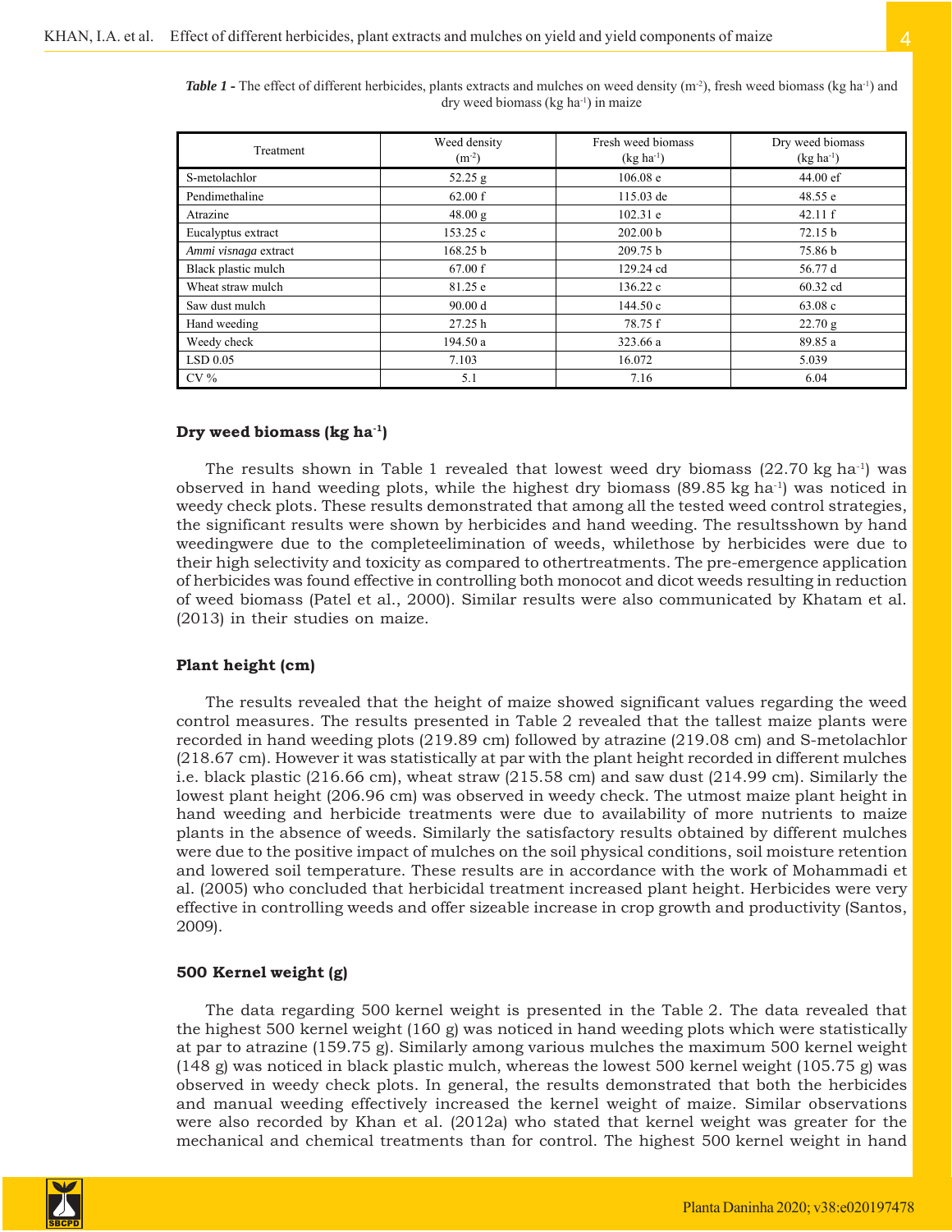***Table 1 -*** The effect of different herbicides, plants extracts and mulches on weed density ($m^{-2}$), fresh weed biomass (kg $ha^{-1}$) and dry weed biomass (kg $ha^{-1}$) in maize

| Treatment | Weed density ($m^{-2}$) | Fresh weed biomass (kg $ha^{-1}$) | Dry weed biomass (kg $ha^{-1}$) |
|---|---|---|---|
| S-metolachlor | 52.25 g | 106.08 e | 44.00 ef |
| Pendimethaline | 62.00 f | 115.03 de | 48.55 e |
| Atrazine | 48.00 g | 102.31 e | 42.11 f |
| Eucalyptus extract | 153.25 c | 202.00 b | 72.15 b |
| *Ammi visnaga* extract | 168.25 b | 209.75 b | 75.86 b |
| Black plastic mulch | 67.00 f | 129.24 cd | 56.77 d |
| Wheat straw mulch | 81.25 e | 136.22 c | 60.32 cd |
| Saw dust mulch | 90.00 d | 144.50 c | 63.08 c |
| Hand weeding | 27.25 h | 78.75 f | 22.70 g |
| Weedy check | 194.50 a | 323.66 a | 89.85 a |
| LSD 0.05 | 7.103 | 16.072 | 5.039 |
| CV % | 5.1 | 7.16 | 6.04 |

### Dry weed biomass (kg $ha^{-1}$)

The results shown in Table 1 revealed that lowest weed dry biomass (22.70 kg $ha^{-1}$) was observed in hand weeding plots, while the highest dry biomass (89.85 kg $ha^{-1}$) was noticed in weedy check plots. These results demonstrated that among all the tested weed control strategies, the significant results were shown by herbicides and hand weeding. The resultsshown by hand weedingwere due to the completeelimination of weeds, whilethose by herbicides were due to their high selectivity and toxicity as compared to othertreatments. The pre-emergence application of herbicides was found effective in controlling both monocot and dicot weeds resulting in reduction of weed biomass (Patel et al., 2000). Similar results were also communicated by Khatam et al. (2013) in their studies on maize.

### Plant height (cm)

The results revealed that the height of maize showed significant values regarding the weed control measures. The results presented in Table 2 revealed that the tallest maize plants were recorded in hand weeding plots (219.89 cm) followed by atrazine (219.08 cm) and S-metolachlor (218.67 cm). However it was statistically at par with the plant height recorded in different mulches i.e. black plastic (216.66 cm), wheat straw (215.58 cm) and saw dust (214.99 cm). Similarly the lowest plant height (206.96 cm) was observed in weedy check. The utmost maize plant height in hand weeding and herbicide treatments were due to availability of more nutrients to maize plants in the absence of weeds. Similarly the satisfactory results obtained by different mulches were due to the positive impact of mulches on the soil physical conditions, soil moisture retention and lowered soil temperature. These results are in accordance with the work of Mohammadi et al. (2005) who concluded that herbicidal treatment increased plant height. Herbicides were very effective in controlling weeds and offer sizeable increase in crop growth and productivity (Santos, 2009).

### 500 Kernel weight (g)

The data regarding 500 kernel weight is presented in the Table 2. The data revealed that the highest 500 kernel weight (160 g) was noticed in hand weeding plots which were statistically at par to atrazine (159.75 g). Similarly among various mulches the maximum 500 kernel weight (148 g) was noticed in black plastic mulch, whereas the lowest 500 kernel weight (105.75 g) was observed in weedy check plots. In general, the results demonstrated that both the herbicides and manual weeding effectively increased the kernel weight of maize. Similar observations were also recorded by Khan et al. (2012a) who stated that kernel weight was greater for the mechanical and chemical treatments than for control. The highest 500 kernel weight in hand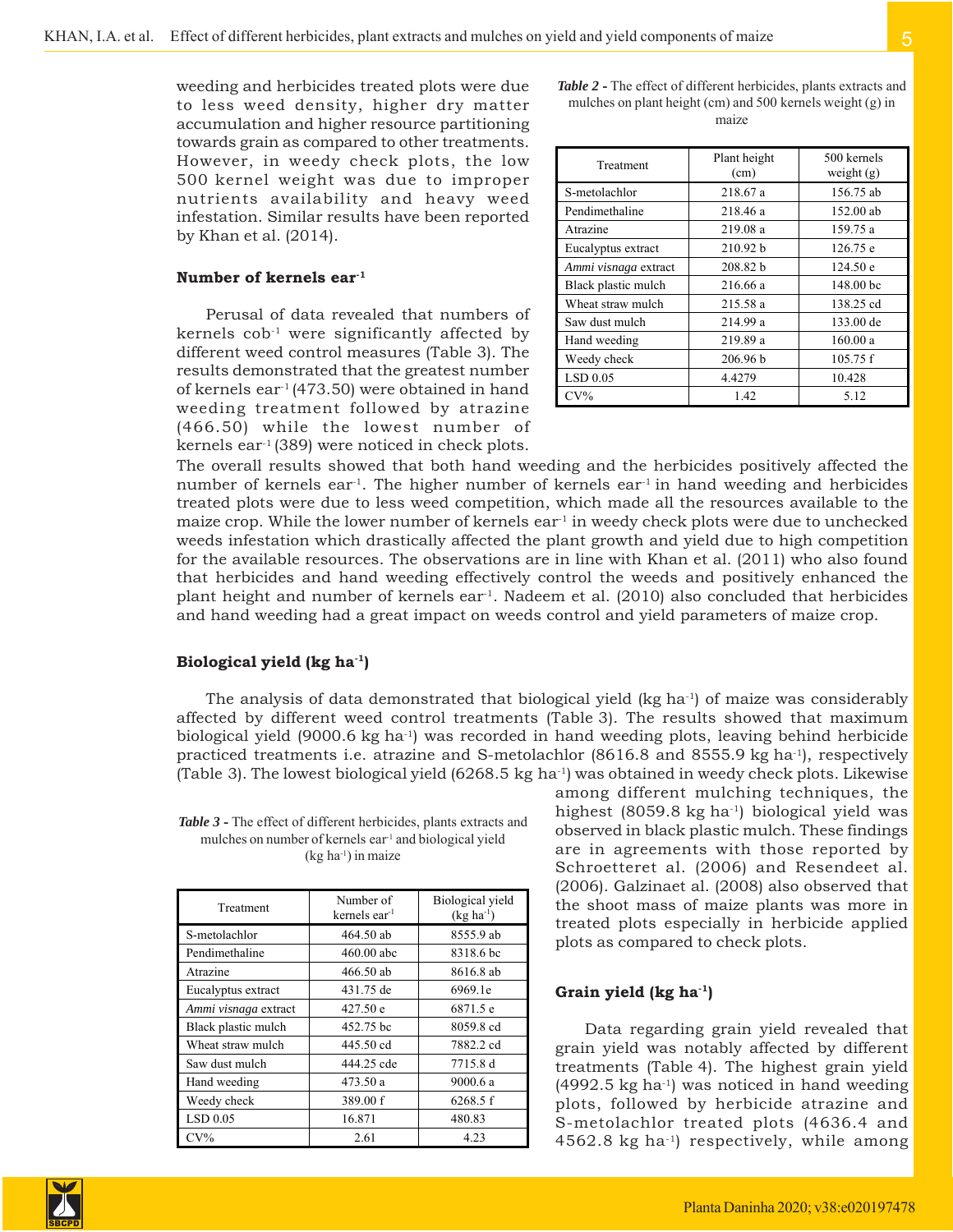weeding and herbicides treated plots were due to less weed density, higher dry matter accumulation and higher resource partitioning towards grain as compared to other treatments. However, in weedy check plots, the low 500 kernel weight was due to improper nutrients availability and heavy weed infestation. Similar results have been reported by Khan et al. (2014).

*Table 2* - The effect of different herbicides, plants extracts and mulches on plant height (cm) and 500 kernels weight (g) in maize

| Treatment | Plant height (cm) | 500 kernels weight (g) |
|---|---|---|
| S-metolachlor | 218.67 a | 156.75 ab |
| Pendimethaline | 218.46 a | 152.00 ab |
| Atrazine | 219.08 a | 159.75 a |
| Eucalyptus extract | 210.92 b | 126.75 e |
| *Ammi visnaga* extract | 208.82 b | 124.50 e |
| Black plastic mulch | 216.66 a | 148.00 bc |
| Wheat straw mulch | 215.58 a | 138.25 cd |
| Saw dust mulch | 214.99 a | 133.00 de |
| Hand weeding | 219.89 a | 160.00 a |
| Weedy check | 206.96 b | 105.75 f |
| LSD 0.05 | 4.4279 | 10.428 |
| CV% | 1.42 | 5.12 |

### Number of kernels ear$^{-1}$

Perusal of data revealed that numbers of kernels cob$^{-1}$ were significantly affected by different weed control measures (Table 3). The results demonstrated that the greatest number of kernels ear$^{-1}$ (473.50) were obtained in hand weeding treatment followed by atrazine (466.50) while the lowest number of kernels ear$^{-1}$ (389) were noticed in check plots. The overall results showed that both hand weeding and the herbicides positively affected the number of kernels ear$^{-1}$. The higher number of kernels ear$^{-1}$ in hand weeding and herbicides treated plots were due to less weed competition, which made all the resources available to the maize crop. While the lower number of kernels ear$^{-1}$ in weedy check plots were due to unchecked weeds infestation which drastically affected the plant growth and yield due to high competition for the available resources. The observations are in line with Khan et al. (2011) who also found that herbicides and hand weeding effectively control the weeds and positively enhanced the plant height and number of kernels ear$^{-1}$. Nadeem et al. (2010) also concluded that herbicides and hand weeding had a great impact on weeds control and yield parameters of maize crop.

### Biological yield (kg ha$^{-1}$)

The analysis of data demonstrated that biological yield (kg ha$^{-1}$) of maize was considerably affected by different weed control treatments (Table 3). The results showed that maximum biological yield (9000.6 kg ha$^{-1}$) was recorded in hand weeding plots, leaving behind herbicide practiced treatments i.e. atrazine and S-metolachlor (8616.8 and 8555.9 kg ha$^{-1}$), respectively (Table 3). The lowest biological yield (6268.5 kg ha$^{-1}$) was obtained in weedy check plots. Likewise among different mulching techniques, the highest (8059.8 kg ha$^{-1}$) biological yield was observed in black plastic mulch. These findings are in agreements with those reported by Schroetteret al. (2006) and Resendeet al. (2006). Galzinaet al. (2008) also observed that the shoot mass of maize plants was more in treated plots especially in herbicide applied plots as compared to check plots.

*Table 3* - The effect of different herbicides, plants extracts and mulches on number of kernels ear$^{-1}$ and biological yield (kg ha$^{-1}$) in maize

| Treatment | Number of kernels ear$^{-1}$ | Biological yield (kg ha$^{-1}$) |
|---|---|---|
| S-metolachlor | 464.50 ab | 8555.9 ab |
| Pendimethaline | 460.00 abc | 8318.6 bc |
| Atrazine | 466.50 ab | 8616.8 ab |
| Eucalyptus extract | 431.75 de | 6969.1e |
| *Ammi visnaga* extract | 427.50 e | 6871.5 e |
| Black plastic mulch | 452.75 bc | 8059.8 cd |
| Wheat straw mulch | 445.50 cd | 7882.2 cd |
| Saw dust mulch | 444.25 cde | 7715.8 d |
| Hand weeding | 473.50 a | 9000.6 a |
| Weedy check | 389.00 f | 6268.5 f |
| LSD 0.05 | 16.871 | 480.83 |
| CV% | 2.61 | 4.23 |

### Grain yield (kg ha$^{-1}$)

Data regarding grain yield revealed that grain yield was notably affected by different treatments (Table 4). The highest grain yield (4992.5 kg ha$^{-1}$) was noticed in hand weeding plots, followed by herbicide atrazine and S-metolachlor treated plots (4636.4 and 4562.8 kg ha$^{-1}$) respectively, while among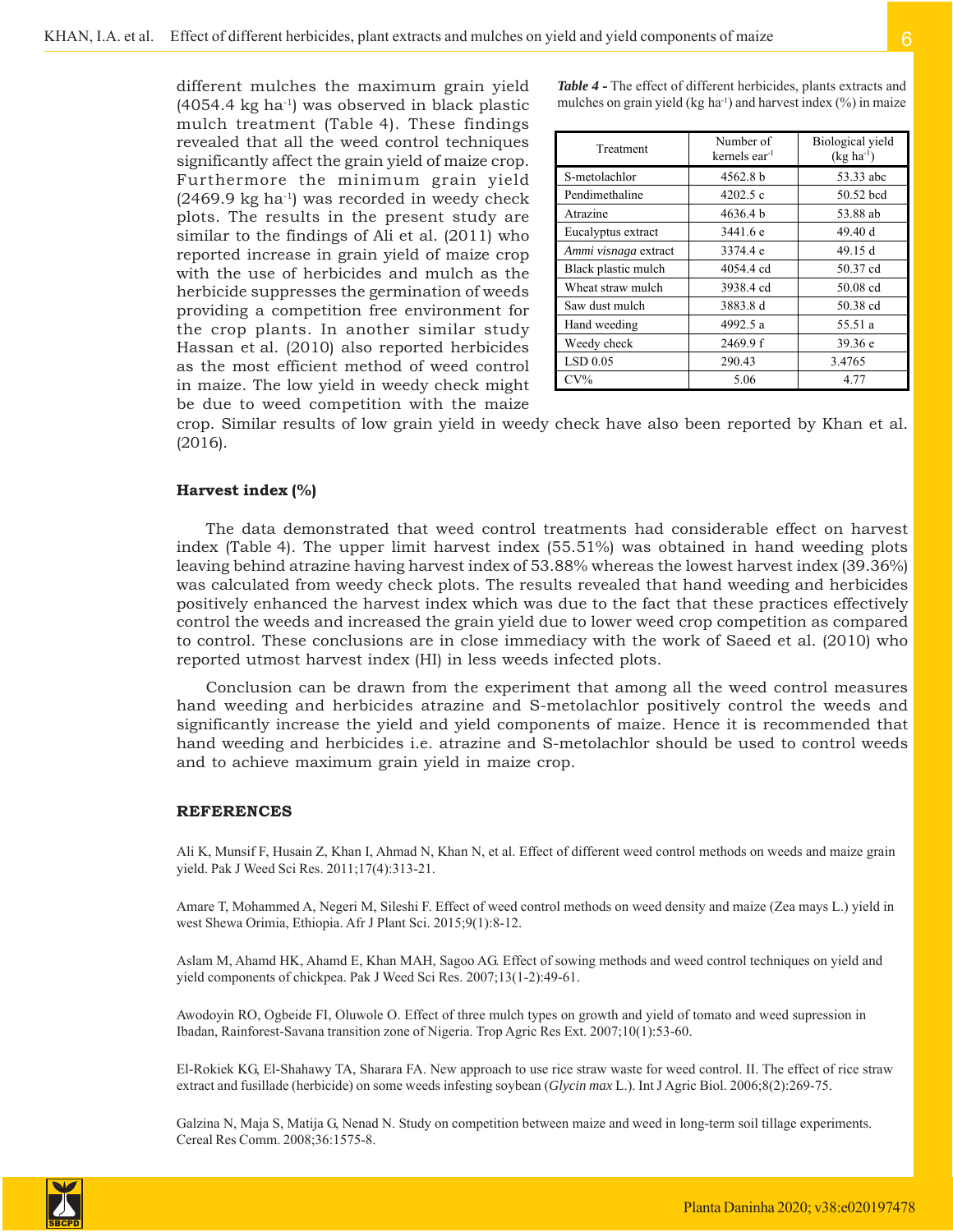different mulches the maximum grain yield (4054.4 kg ha$^{-1}$) was observed in black plastic mulch treatment (Table 4). These findings revealed that all the weed control techniques significantly affect the grain yield of maize crop. Furthermore the minimum grain yield (2469.9 kg ha$^{-1}$) was recorded in weedy check plots. The results in the present study are similar to the findings of Ali et al. (2011) who reported increase in grain yield of maize crop with the use of herbicides and mulch as the herbicide suppresses the germination of weeds providing a competition free environment for the crop plants. In another similar study Hassan et al. (2010) also reported herbicides as the most efficient method of weed control in maize. The low yield in weedy check might be due to weed competition with the maize crop. Similar results of low grain yield in weedy check have also been reported by Khan et al. (2016).

***Table 4*** **-** The effect of different herbicides, plants extracts and mulches on grain yield (kg ha$^{-1}$) and harvest index (%) in maize

| Treatment | Number of kernels ear$^{-1}$ | Biological yield (kg ha$^{-1}$) |
|---|---|---|
| S-metolachlor | 4562.8 b | 53.33 abc |
| Pendimethaline | 4202.5 c | 50.52 bcd |
| Atrazine | 4636.4 b | 53.88 ab |
| Eucalyptus extract | 3441.6 e | 49.40 d |
| *Ammi visnaga* extract | 3374.4 e | 49.15 d |
| Black plastic mulch | 4054.4 cd | 50.37 cd |
| Wheat straw mulch | 3938.4 cd | 50.08 cd |
| Saw dust mulch | 3883.8 d | 50.38 cd |
| Hand weeding | 4992.5 a | 55.51 a |
| Weedy check | 2469.9 f | 39.36 e |
| LSD 0.05 | 290.43 | 3.4765 |
| CV% | 5.06 | 4.77 |

### Harvest index (%)

The data demonstrated that weed control treatments had considerable effect on harvest index (Table 4). The upper limit harvest index (55.51%) was obtained in hand weeding plots leaving behind atrazine having harvest index of 53.88% whereas the lowest harvest index (39.36%) was calculated from weedy check plots. The results revealed that hand weeding and herbicides positively enhanced the harvest index which was due to the fact that these practices effectively control the weeds and increased the grain yield due to lower weed crop competition as compared to control. These conclusions are in close immediacy with the work of Saeed et al. (2010) who reported utmost harvest index (HI) in less weeds infected plots.

Conclusion can be drawn from the experiment that among all the weed control measures hand weeding and herbicides atrazine and S-metolachlor positively control the weeds and significantly increase the yield and yield components of maize. Hence it is recommended that hand weeding and herbicides i.e. atrazine and S-metolachlor should be used to control weeds and to achieve maximum grain yield in maize crop.

## REFERENCES

Ali K, Munsif F, Husain Z, Khan I, Ahmad N, Khan N, et al. Effect of different weed control methods on weeds and maize grain yield. Pak J Weed Sci Res. 2011;17(4):313-21.

Amare T, Mohammed A, Negeri M, Sileshi F. Effect of weed control methods on weed density and maize (Zea mays L.) yield in west Shewa Orimia, Ethiopia. Afr J Plant Sci. 2015;9(1):8-12.

Aslam M, Ahamd HK, Ahamd E, Khan MAH, Sagoo AG. Effect of sowing methods and weed control techniques on yield and yield components of chickpea. Pak J Weed Sci Res. 2007;13(1-2):49-61.

Awodoyin RO, Ogbeide FI, Oluwole O. Effect of three mulch types on growth and yield of tomato and weed supression in Ibadan, Rainforest-Savana transition zone of Nigeria. Trop Agric Res Ext. 2007;10(1):53-60.

El-Rokiek KG, El-Shahawy TA, Sharara FA. New approach to use rice straw waste for weed control. II. The effect of rice straw extract and fusillade (herbicide) on some weeds infesting soybean (*Glycin max* L.). Int J Agric Biol. 2006;8(2):269-75.

Galzina N, Maja S, Matija G, Nenad N. Study on competition between maize and weed in long-term soil tillage experiments. Cereal Res Comm. 2008;36:1575-8.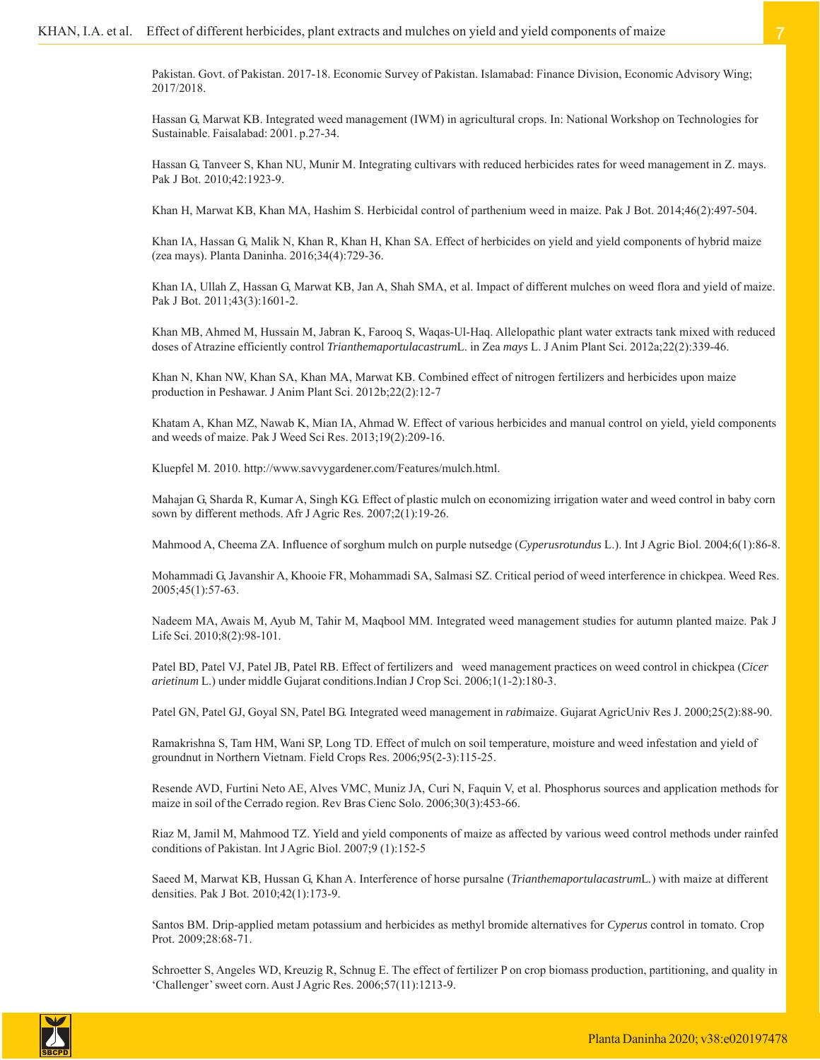Pakistan. Govt. of Pakistan. 2017-18. Economic Survey of Pakistan. Islamabad: Finance Division, Economic Advisory Wing; 2017/2018.

Hassan G, Marwat KB. Integrated weed management (IWM) in agricultural crops. In: National Workshop on Technologies for Sustainable. Faisalabad: 2001. p.27-34.

Hassan G, Tanveer S, Khan NU, Munir M. Integrating cultivars with reduced herbicides rates for weed management in Z. mays. Pak J Bot. 2010;42:1923-9.

Khan H, Marwat KB, Khan MA, Hashim S. Herbicidal control of parthenium weed in maize. Pak J Bot. 2014;46(2):497-504.

Khan IA, Hassan G, Malik N, Khan R, Khan H, Khan SA. Effect of herbicides on yield and yield components of hybrid maize (zea mays). Planta Daninha. 2016;34(4):729-36.

Khan IA, Ullah Z, Hassan G, Marwat KB, Jan A, Shah SMA, et al. Impact of different mulches on weed flora and yield of maize. Pak J Bot. 2011;43(3):1601-2.

Khan MB, Ahmed M, Hussain M, Jabran K, Farooq S, Waqas-Ul-Haq. Allelopathic plant water extracts tank mixed with reduced doses of Atrazine efficiently control *Trianthemaportulacastrum*L. in Zea *mays* L. J Anim Plant Sci. 2012a;22(2):339-46.

Khan N, Khan NW, Khan SA, Khan MA, Marwat KB. Combined effect of nitrogen fertilizers and herbicides upon maize production in Peshawar. J Anim Plant Sci. 2012b;22(2):12-7

Khatam A, Khan MZ, Nawab K, Mian IA, Ahmad W. Effect of various herbicides and manual control on yield, yield components and weeds of maize. Pak J Weed Sci Res. 2013;19(2):209-16.

Kluepfel M. 2010. http://www.savvygardener.com/Features/mulch.html.

Mahajan G, Sharda R, Kumar A, Singh KG. Effect of plastic mulch on economizing irrigation water and weed control in baby corn sown by different methods. Afr J Agric Res. 2007;2(1):19-26.

Mahmood A, Cheema ZA. Influence of sorghum mulch on purple nutsedge (*Cyperusrotundus* L.). Int J Agric Biol. 2004;6(1):86-8.

Mohammadi G, Javanshir A, Khooie FR, Mohammadi SA, Salmasi SZ. Critical period of weed interference in chickpea. Weed Res. 2005;45(1):57-63.

Nadeem MA, Awais M, Ayub M, Tahir M, Maqbool MM. Integrated weed management studies for autumn planted maize. Pak J Life Sci. 2010;8(2):98-101.

Patel BD, Patel VJ, Patel JB, Patel RB. Effect of fertilizers and weed management practices on weed control in chickpea (*Cicer arietinum* L.) under middle Gujarat conditions.Indian J Crop Sci. 2006;1(1-2):180-3.

Patel GN, Patel GJ, Goyal SN, Patel BG. Integrated weed management in *rabi*maize. Gujarat AgricUniv Res J. 2000;25(2):88-90.

Ramakrishna S, Tam HM, Wani SP, Long TD. Effect of mulch on soil temperature, moisture and weed infestation and yield of groundnut in Northern Vietnam. Field Crops Res. 2006;95(2-3):115-25.

Resende AVD, Furtini Neto AE, Alves VMC, Muniz JA, Curi N, Faquin V, et al. Phosphorus sources and application methods for maize in soil of the Cerrado region. Rev Bras Cienc Solo. 2006;30(3):453-66.

Riaz M, Jamil M, Mahmood TZ. Yield and yield components of maize as affected by various weed control methods under rainfed conditions of Pakistan. Int J Agric Biol. 2007;9 (1):152-5

Saeed M, Marwat KB, Hussan G, Khan A. Interference of horse pursalne (*Trianthemaportulacastrum*L.) with maize at different densities. Pak J Bot. 2010;42(1):173-9.

Santos BM. Drip-applied metam potassium and herbicides as methyl bromide alternatives for *Cyperus* control in tomato. Crop Prot. 2009;28:68-71.

Schroetter S, Angeles WD, Kreuzig R, Schnug E. The effect of fertilizer P on crop biomass production, partitioning, and quality in 'Challenger' sweet corn. Aust J Agric Res. 2006;57(11):1213-9.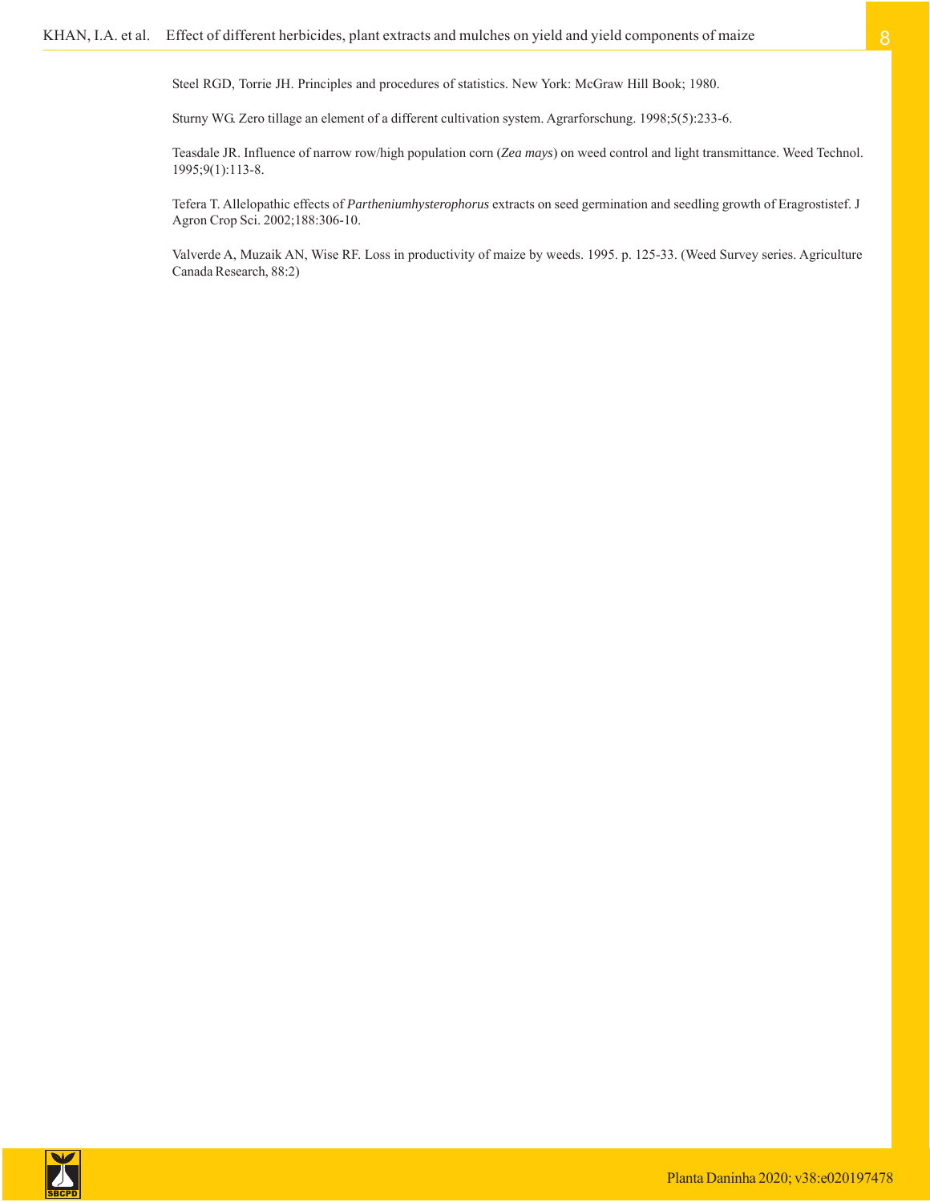Steel RGD, Torrie JH. Principles and procedures of statistics. New York: McGraw Hill Book; 1980.

Sturny WG. Zero tillage an element of a different cultivation system. Agrarforschung. 1998;5(5):233-6.

Teasdale JR. Influence of narrow row/high population corn (*Zea mays*) on weed control and light transmittance. Weed Technol. 1995;9(1):113-8.

Tefera T. Allelopathic effects of *Partheniumhysterophorus* extracts on seed germination and seedling growth of Eragrostistef. J Agron Crop Sci. 2002;188:306-10.

Valverde A, Muzaik AN, Wise RF. Loss in productivity of maize by weeds. 1995. p. 125-33. (Weed Survey series. Agriculture Canada Research, 88:2)